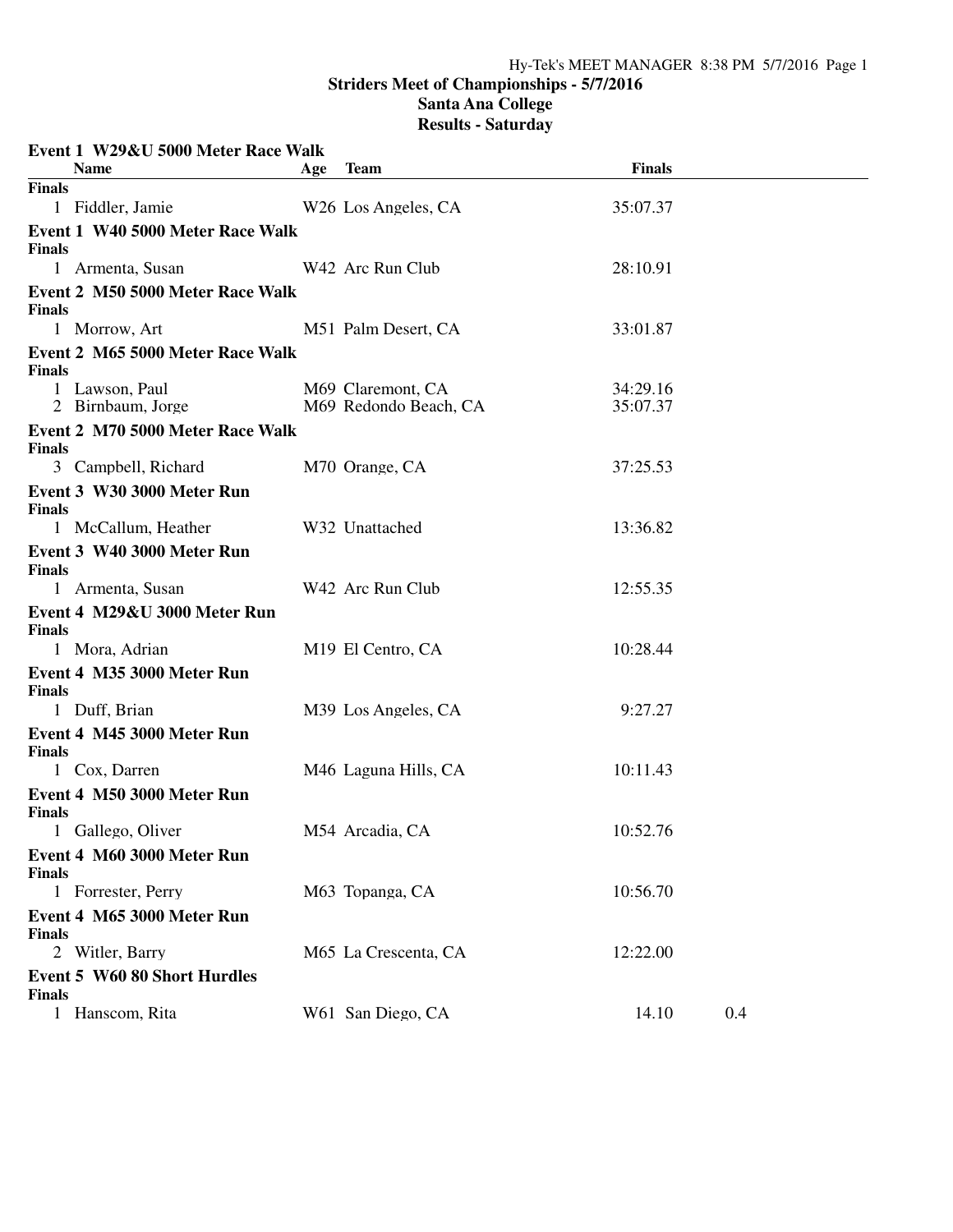# Striders Meet of Championships - 5/7/2016

## Santa Ana College

## Results - Saturday

### Event 1 W29&U 5000 Meter Race Walk

| Name | Age | Team | Finals |
|---|---|---|---|
| **Finals** | | | |
| 1 Fiddler, Jamie | W26 | Los Angeles, CA | 35:07.37 |

### Event 1 W40 5000 Meter Race Walk

| Name | Age | Team | Finals |
|---|---|---|---|
| **Finals** | | | |
| 1 Armenta, Susan | W42 | Arc Run Club | 28:10.91 |

### Event 2 M50 5000 Meter Race Walk

| Name | Age | Team | Finals |
|---|---|---|---|
| **Finals** | | | |
| 1 Morrow, Art | M51 | Palm Desert, CA | 33:01.87 |

### Event 2 M65 5000 Meter Race Walk

| Name | Age | Team | Finals |
|---|---|---|---|
| **Finals** | | | |
| 1 Lawson, Paul | M69 | Claremont, CA | 34:29.16 |
| 2 Birnbaum, Jorge | M69 | Redondo Beach, CA | 35:07.37 |

### Event 2 M70 5000 Meter Race Walk

| Name | Age | Team | Finals |
|---|---|---|---|
| **Finals** | | | |
| 3 Campbell, Richard | M70 | Orange, CA | 37:25.53 |

### Event 3 W30 3000 Meter Run

| Name | Age | Team | Finals |
|---|---|---|---|
| **Finals** | | | |
| 1 McCallum, Heather | W32 | Unattached | 13:36.82 |

### Event 3 W40 3000 Meter Run

| Name | Age | Team | Finals |
|---|---|---|---|
| **Finals** | | | |
| 1 Armenta, Susan | W42 | Arc Run Club | 12:55.35 |

### Event 4 M29&U 3000 Meter Run

| Name | Age | Team | Finals |
|---|---|---|---|
| **Finals** | | | |
| 1 Mora, Adrian | M19 | El Centro, CA | 10:28.44 |

### Event 4 M35 3000 Meter Run

| Name | Age | Team | Finals |
|---|---|---|---|
| **Finals** | | | |
| 1 Duff, Brian | M39 | Los Angeles, CA | 9:27.27 |

### Event 4 M45 3000 Meter Run

| Name | Age | Team | Finals |
|---|---|---|---|
| **Finals** | | | |
| 1 Cox, Darren | M46 | Laguna Hills, CA | 10:11.43 |

### Event 4 M50 3000 Meter Run

| Name | Age | Team | Finals |
|---|---|---|---|
| **Finals** | | | |
| 1 Gallego, Oliver | M54 | Arcadia, CA | 10:52.76 |

### Event 4 M60 3000 Meter Run

| Name | Age | Team | Finals |
|---|---|---|---|
| **Finals** | | | |
| 1 Forrester, Perry | M63 | Topanga, CA | 10:56.70 |

### Event 4 M65 3000 Meter Run

| Name | Age | Team | Finals |
|---|---|---|---|
| **Finals** | | | |
| 2 Witler, Barry | M65 | La Crescenta, CA | 12:22.00 |

### Event 5 W60 80 Short Hurdles

| Name | Age | Team | Finals | Wind |
|---|---|---|---|---|
| **Finals** | | | | |
| 1 Hanscom, Rita | W61 | San Diego, CA | 14.10 | 0.4 |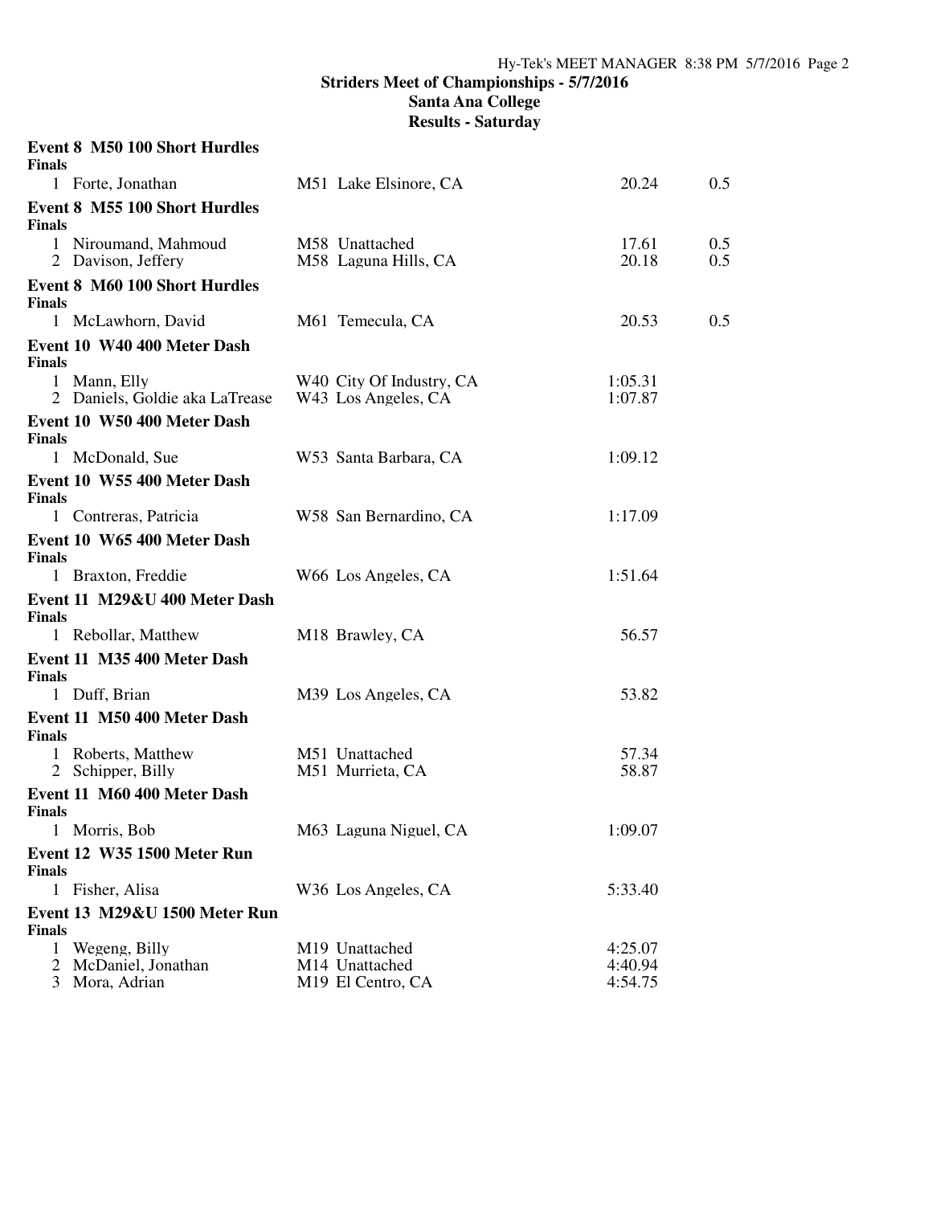**Striders Meet of Championships - 5/7/2016**
**Santa Ana College**
**Results - Saturday**

### Event 8 M50 100 Short Hurdles

**Finals**

| Place | Name | Age | Team | Time | Wind |
|---|---|---|---|---|---|
| 1 | Forte, Jonathan | M51 | Lake Elsinore, CA | 20.24 | 0.5 |

### Event 8 M55 100 Short Hurdles

**Finals**

| Place | Name | Age | Team | Time | Wind |
|---|---|---|---|---|---|
| 1 | Niroumand, Mahmoud | M58 | Unattached | 17.61 | 0.5 |
| 2 | Davison, Jeffery | M58 | Laguna Hills, CA | 20.18 | 0.5 |

### Event 8 M60 100 Short Hurdles

**Finals**

| Place | Name | Age | Team | Time | Wind |
|---|---|---|---|---|---|
| 1 | McLawhorn, David | M61 | Temecula, CA | 20.53 | 0.5 |

### Event 10 W40 400 Meter Dash

**Finals**

| Place | Name | Age | Team | Time |
|---|---|---|---|---|
| 1 | Mann, Elly | W40 | City Of Industry, CA | 1:05.31 |
| 2 | Daniels, Goldie aka LaTrease | W43 | Los Angeles, CA | 1:07.87 |

### Event 10 W50 400 Meter Dash

**Finals**

| Place | Name | Age | Team | Time |
|---|---|---|---|---|
| 1 | McDonald, Sue | W53 | Santa Barbara, CA | 1:09.12 |

### Event 10 W55 400 Meter Dash

**Finals**

| Place | Name | Age | Team | Time |
|---|---|---|---|---|
| 1 | Contreras, Patricia | W58 | San Bernardino, CA | 1:17.09 |

### Event 10 W65 400 Meter Dash

**Finals**

| Place | Name | Age | Team | Time |
|---|---|---|---|---|
| 1 | Braxton, Freddie | W66 | Los Angeles, CA | 1:51.64 |

### Event 11 M29&U 400 Meter Dash

**Finals**

| Place | Name | Age | Team | Time |
|---|---|---|---|---|
| 1 | Rebollar, Matthew | M18 | Brawley, CA | 56.57 |

### Event 11 M35 400 Meter Dash

**Finals**

| Place | Name | Age | Team | Time |
|---|---|---|---|---|
| 1 | Duff, Brian | M39 | Los Angeles, CA | 53.82 |

### Event 11 M50 400 Meter Dash

**Finals**

| Place | Name | Age | Team | Time |
|---|---|---|---|---|
| 1 | Roberts, Matthew | M51 | Unattached | 57.34 |
| 2 | Schipper, Billy | M51 | Murrieta, CA | 58.87 |

### Event 11 M60 400 Meter Dash

**Finals**

| Place | Name | Age | Team | Time |
|---|---|---|---|---|
| 1 | Morris, Bob | M63 | Laguna Niguel, CA | 1:09.07 |

### Event 12 W35 1500 Meter Run

**Finals**

| Place | Name | Age | Team | Time |
|---|---|---|---|---|
| 1 | Fisher, Alisa | W36 | Los Angeles, CA | 5:33.40 |

### Event 13 M29&U 1500 Meter Run

**Finals**

| Place | Name | Age | Team | Time |
|---|---|---|---|---|
| 1 | Wegeng, Billy | M19 | Unattached | 4:25.07 |
| 2 | McDaniel, Jonathan | M14 | Unattached | 4:40.94 |
| 3 | Mora, Adrian | M19 | El Centro, CA | 4:54.75 |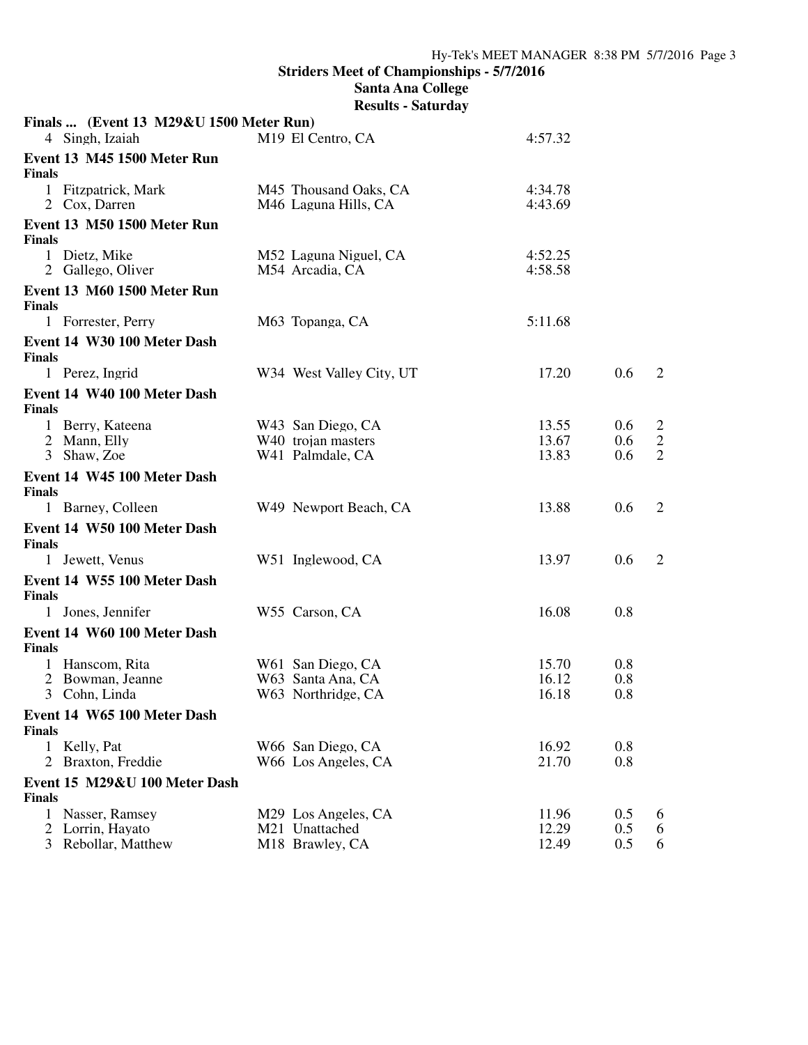**Striders Meet of Championships - 5/7/2016**
**Santa Ana College**
**Results - Saturday**

### Finals ... (Event 13 M29&U 1500 Meter Run)

| Place | Name | Age | Team | Time | | |
|---|---|---|---|---|---|---|
| 4 | Singh, Izaiah | M19 | El Centro, CA | 4:57.32 | | |

### Event 13 M45 1500 Meter Run

**Finals**

| Place | Name | Age | Team | Time |
|---|---|---|---|---|
| 1 | Fitzpatrick, Mark | M45 | Thousand Oaks, CA | 4:34.78 |
| 2 | Cox, Darren | M46 | Laguna Hills, CA | 4:43.69 |

### Event 13 M50 1500 Meter Run

**Finals**

| Place | Name | Age | Team | Time |
|---|---|---|---|---|
| 1 | Dietz, Mike | M52 | Laguna Niguel, CA | 4:52.25 |
| 2 | Gallego, Oliver | M54 | Arcadia, CA | 4:58.58 |

### Event 13 M60 1500 Meter Run

**Finals**

| Place | Name | Age | Team | Time |
|---|---|---|---|---|
| 1 | Forrester, Perry | M63 | Topanga, CA | 5:11.68 |

### Event 14 W30 100 Meter Dash

**Finals**

| Place | Name | Age | Team | Time | Wind | Heat |
|---|---|---|---|---|---|---|
| 1 | Perez, Ingrid | W34 | West Valley City, UT | 17.20 | 0.6 | 2 |

### Event 14 W40 100 Meter Dash

**Finals**

| Place | Name | Age | Team | Time | Wind | Heat |
|---|---|---|---|---|---|---|
| 1 | Berry, Kateena | W43 | San Diego, CA | 13.55 | 0.6 | 2 |
| 2 | Mann, Elly | W40 | trojan masters | 13.67 | 0.6 | 2 |
| 3 | Shaw, Zoe | W41 | Palmdale, CA | 13.83 | 0.6 | 2 |

### Event 14 W45 100 Meter Dash

**Finals**

| Place | Name | Age | Team | Time | Wind | Heat |
|---|---|---|---|---|---|---|
| 1 | Barney, Colleen | W49 | Newport Beach, CA | 13.88 | 0.6 | 2 |

### Event 14 W50 100 Meter Dash

**Finals**

| Place | Name | Age | Team | Time | Wind | Heat |
|---|---|---|---|---|---|---|
| 1 | Jewett, Venus | W51 | Inglewood, CA | 13.97 | 0.6 | 2 |

### Event 14 W55 100 Meter Dash

**Finals**

| Place | Name | Age | Team | Time | Wind |
|---|---|---|---|---|---|
| 1 | Jones, Jennifer | W55 | Carson, CA | 16.08 | 0.8 |

### Event 14 W60 100 Meter Dash

**Finals**

| Place | Name | Age | Team | Time | Wind |
|---|---|---|---|---|---|
| 1 | Hanscom, Rita | W61 | San Diego, CA | 15.70 | 0.8 |
| 2 | Bowman, Jeanne | W63 | Santa Ana, CA | 16.12 | 0.8 |
| 3 | Cohn, Linda | W63 | Northridge, CA | 16.18 | 0.8 |

### Event 14 W65 100 Meter Dash

**Finals**

| Place | Name | Age | Team | Time | Wind |
|---|---|---|---|---|---|
| 1 | Kelly, Pat | W66 | San Diego, CA | 16.92 | 0.8 |
| 2 | Braxton, Freddie | W66 | Los Angeles, CA | 21.70 | 0.8 |

### Event 15 M29&U 100 Meter Dash

**Finals**

| Place | Name | Age | Team | Time | Wind | Heat |
|---|---|---|---|---|---|---|
| 1 | Nasser, Ramsey | M29 | Los Angeles, CA | 11.96 | 0.5 | 6 |
| 2 | Lorrin, Hayato | M21 | Unattached | 12.29 | 0.5 | 6 |
| 3 | Rebollar, Matthew | M18 | Brawley, CA | 12.49 | 0.5 | 6 |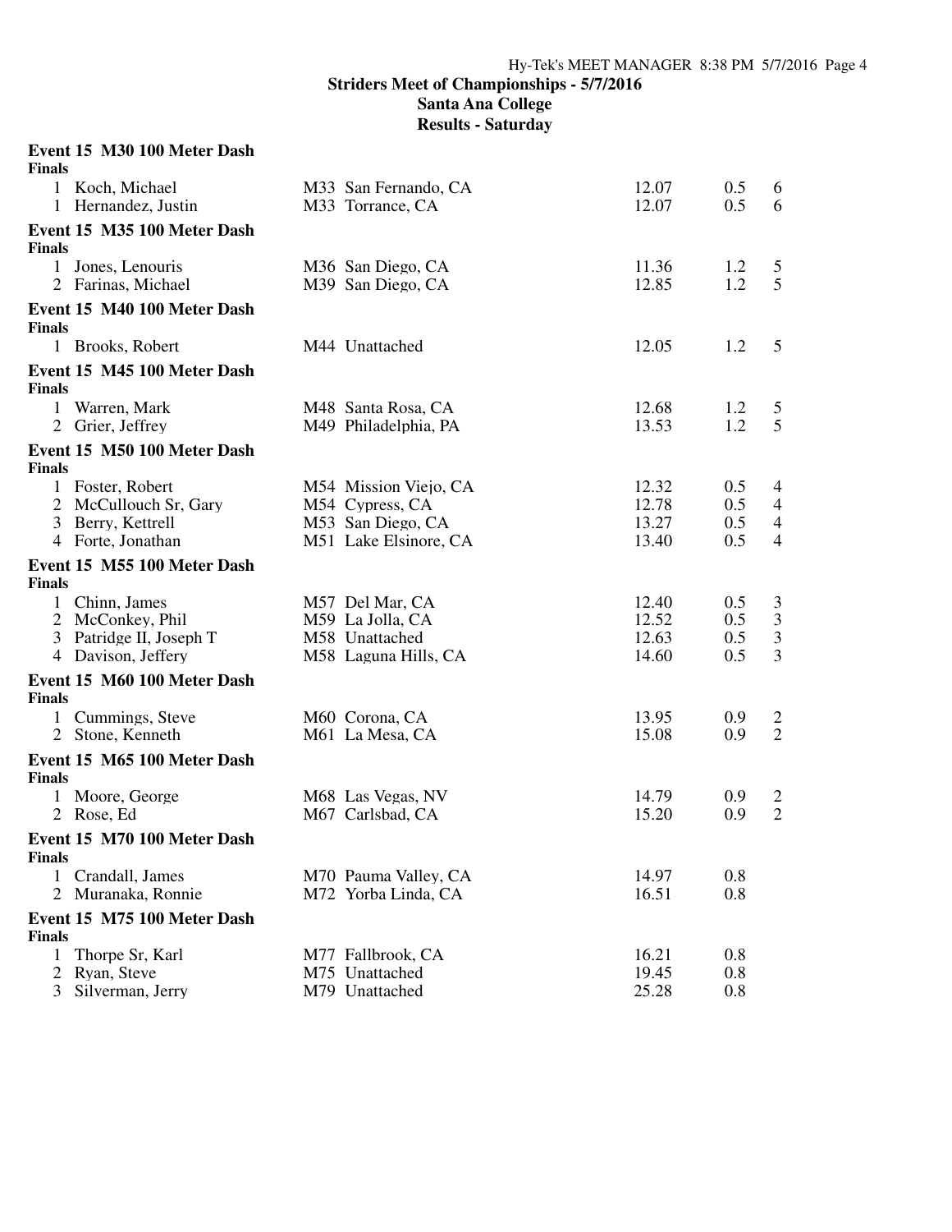**Striders Meet of Championships - 5/7/2016**
**Santa Ana College**
**Results - Saturday**

### Event 15 M30 100 Meter Dash

**Finals**

| Place | Name | Age | Team | Time | Wind | Heat |
|---|---|---|---|---|---|---|
| 1 | Koch, Michael | M33 | San Fernando, CA | 12.07 | 0.5 | 6 |
| 1 | Hernandez, Justin | M33 | Torrance, CA | 12.07 | 0.5 | 6 |

### Event 15 M35 100 Meter Dash

**Finals**

| Place | Name | Age | Team | Time | Wind | Heat |
|---|---|---|---|---|---|---|
| 1 | Jones, Lenouris | M36 | San Diego, CA | 11.36 | 1.2 | 5 |
| 2 | Farinas, Michael | M39 | San Diego, CA | 12.85 | 1.2 | 5 |

### Event 15 M40 100 Meter Dash

**Finals**

| Place | Name | Age | Team | Time | Wind | Heat |
|---|---|---|---|---|---|---|
| 1 | Brooks, Robert | M44 | Unattached | 12.05 | 1.2 | 5 |

### Event 15 M45 100 Meter Dash

**Finals**

| Place | Name | Age | Team | Time | Wind | Heat |
|---|---|---|---|---|---|---|
| 1 | Warren, Mark | M48 | Santa Rosa, CA | 12.68 | 1.2 | 5 |
| 2 | Grier, Jeffrey | M49 | Philadelphia, PA | 13.53 | 1.2 | 5 |

### Event 15 M50 100 Meter Dash

**Finals**

| Place | Name | Age | Team | Time | Wind | Heat |
|---|---|---|---|---|---|---|
| 1 | Foster, Robert | M54 | Mission Viejo, CA | 12.32 | 0.5 | 4 |
| 2 | McCullouch Sr, Gary | M54 | Cypress, CA | 12.78 | 0.5 | 4 |
| 3 | Berry, Kettrell | M53 | San Diego, CA | 13.27 | 0.5 | 4 |
| 4 | Forte, Jonathan | M51 | Lake Elsinore, CA | 13.40 | 0.5 | 4 |

### Event 15 M55 100 Meter Dash

**Finals**

| Place | Name | Age | Team | Time | Wind | Heat |
|---|---|---|---|---|---|---|
| 1 | Chinn, James | M57 | Del Mar, CA | 12.40 | 0.5 | 3 |
| 2 | McConkey, Phil | M59 | La Jolla, CA | 12.52 | 0.5 | 3 |
| 3 | Patridge II, Joseph T | M58 | Unattached | 12.63 | 0.5 | 3 |
| 4 | Davison, Jeffery | M58 | Laguna Hills, CA | 14.60 | 0.5 | 3 |

### Event 15 M60 100 Meter Dash

**Finals**

| Place | Name | Age | Team | Time | Wind | Heat |
|---|---|---|---|---|---|---|
| 1 | Cummings, Steve | M60 | Corona, CA | 13.95 | 0.9 | 2 |
| 2 | Stone, Kenneth | M61 | La Mesa, CA | 15.08 | 0.9 | 2 |

### Event 15 M65 100 Meter Dash

**Finals**

| Place | Name | Age | Team | Time | Wind | Heat |
|---|---|---|---|---|---|---|
| 1 | Moore, George | M68 | Las Vegas, NV | 14.79 | 0.9 | 2 |
| 2 | Rose, Ed | M67 | Carlsbad, CA | 15.20 | 0.9 | 2 |

### Event 15 M70 100 Meter Dash

**Finals**

| Place | Name | Age | Team | Time | Wind |
|---|---|---|---|---|---|
| 1 | Crandall, James | M70 | Pauma Valley, CA | 14.97 | 0.8 |
| 2 | Muranaka, Ronnie | M72 | Yorba Linda, CA | 16.51 | 0.8 |

### Event 15 M75 100 Meter Dash

**Finals**

| Place | Name | Age | Team | Time | Wind |
|---|---|---|---|---|---|
| 1 | Thorpe Sr, Karl | M77 | Fallbrook, CA | 16.21 | 0.8 |
| 2 | Ryan, Steve | M75 | Unattached | 19.45 | 0.8 |
| 3 | Silverman, Jerry | M79 | Unattached | 25.28 | 0.8 |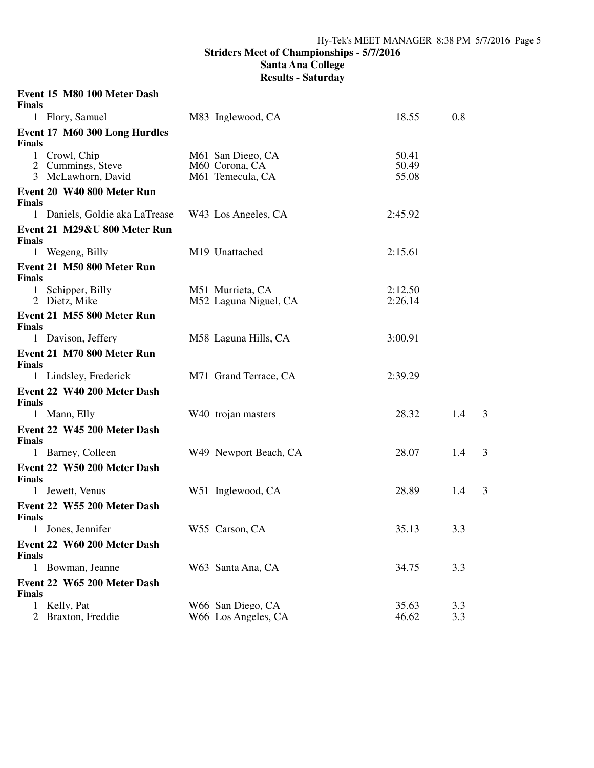# Striders Meet of Championships - 5/7/2016
## Santa Ana College
## Results - Saturday

### Event 15 M80 100 Meter Dash

**Finals**

| | Name | Age | Team | Finals | Wind | |
|---|---|---|---|---|---|---|
| 1 | Flory, Samuel | M83 | Inglewood, CA | 18.55 | 0.8 | |

### Event 17 M60 300 Long Hurdles

**Finals**

| | Name | Age | Team | Finals |
|---|---|---|---|---|
| 1 | Crowl, Chip | M61 | San Diego, CA | 50.41 |
| 2 | Cummings, Steve | M60 | Corona, CA | 50.49 |
| 3 | McLawhorn, David | M61 | Temecula, CA | 55.08 |

### Event 20 W40 800 Meter Run

**Finals**

| | Name | Age | Team | Finals |
|---|---|---|---|---|
| 1 | Daniels, Goldie aka LaTrease | W43 | Los Angeles, CA | 2:45.92 |

### Event 21 M29&U 800 Meter Run

**Finals**

| | Name | Age | Team | Finals |
|---|---|---|---|---|
| 1 | Wegeng, Billy | M19 | Unattached | 2:15.61 |

### Event 21 M50 800 Meter Run

**Finals**

| | Name | Age | Team | Finals |
|---|---|---|---|---|
| 1 | Schipper, Billy | M51 | Murrieta, CA | 2:12.50 |
| 2 | Dietz, Mike | M52 | Laguna Niguel, CA | 2:26.14 |

### Event 21 M55 800 Meter Run

**Finals**

| | Name | Age | Team | Finals |
|---|---|---|---|---|
| 1 | Davison, Jeffery | M58 | Laguna Hills, CA | 3:00.91 |

### Event 21 M70 800 Meter Run

**Finals**

| | Name | Age | Team | Finals |
|---|---|---|---|---|
| 1 | Lindsley, Frederick | M71 | Grand Terrace, CA | 2:39.29 |

### Event 22 W40 200 Meter Dash

**Finals**

| | Name | Age | Team | Finals | Wind | H# |
|---|---|---|---|---|---|---|
| 1 | Mann, Elly | W40 | trojan masters | 28.32 | 1.4 | 3 |

### Event 22 W45 200 Meter Dash

**Finals**

| | Name | Age | Team | Finals | Wind | H# |
|---|---|---|---|---|---|---|
| 1 | Barney, Colleen | W49 | Newport Beach, CA | 28.07 | 1.4 | 3 |

### Event 22 W50 200 Meter Dash

**Finals**

| | Name | Age | Team | Finals | Wind | H# |
|---|---|---|---|---|---|---|
| 1 | Jewett, Venus | W51 | Inglewood, CA | 28.89 | 1.4 | 3 |

### Event 22 W55 200 Meter Dash

**Finals**

| | Name | Age | Team | Finals | Wind |
|---|---|---|---|---|---|
| 1 | Jones, Jennifer | W55 | Carson, CA | 35.13 | 3.3 |

### Event 22 W60 200 Meter Dash

**Finals**

| | Name | Age | Team | Finals | Wind |
|---|---|---|---|---|---|
| 1 | Bowman, Jeanne | W63 | Santa Ana, CA | 34.75 | 3.3 |

### Event 22 W65 200 Meter Dash

**Finals**

| | Name | Age | Team | Finals | Wind |
|---|---|---|---|---|---|
| 1 | Kelly, Pat | W66 | San Diego, CA | 35.63 | 3.3 |
| 2 | Braxton, Freddie | W66 | Los Angeles, CA | 46.62 | 3.3 |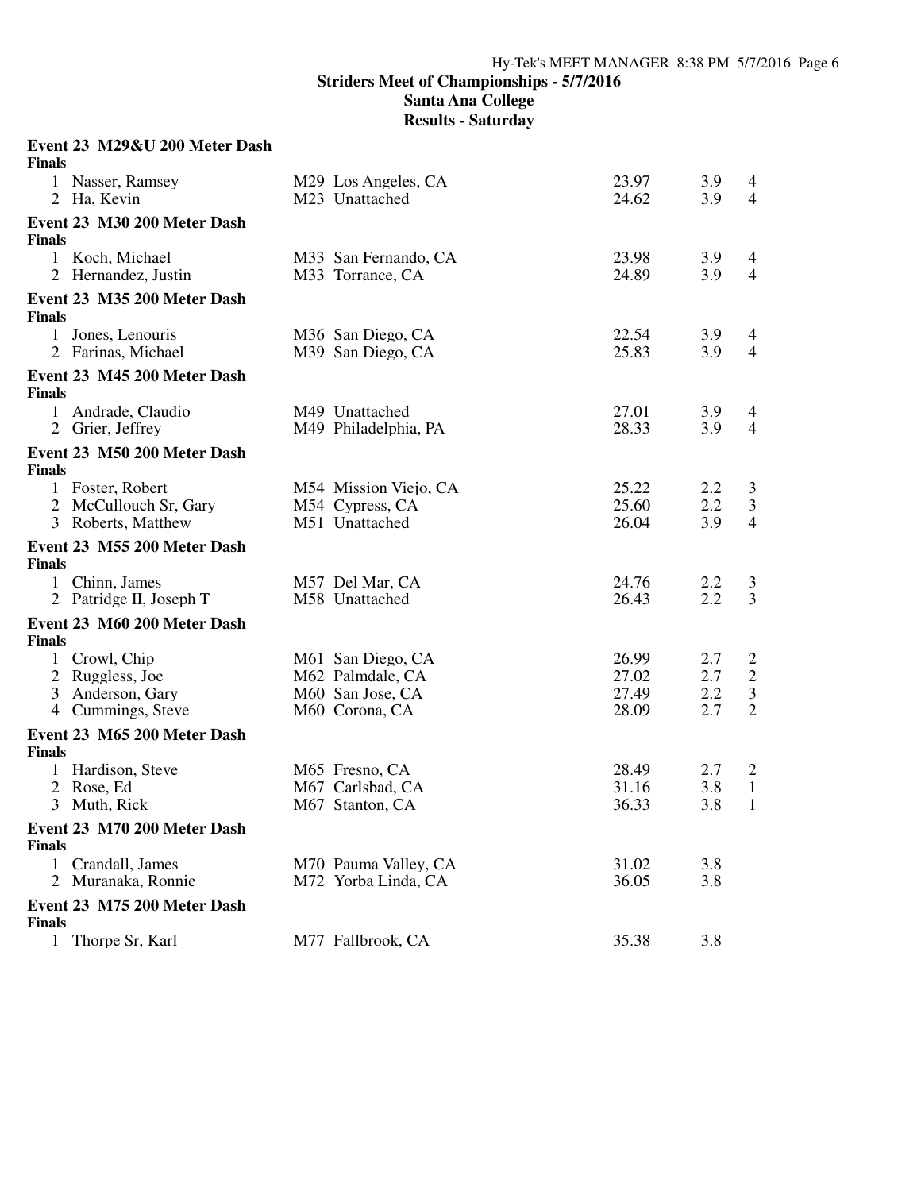**Striders Meet of Championships - 5/7/2016**
**Santa Ana College**
**Results - Saturday**

### Event 23 M29&U 200 Meter Dash

**Finals**

| Place | Name | Age | Team | Time | Wind | Heat |
|---|---|---|---|---|---|---|
| 1 | Nasser, Ramsey | M29 | Los Angeles, CA | 23.97 | 3.9 | 4 |
| 2 | Ha, Kevin | M23 | Unattached | 24.62 | 3.9 | 4 |

### Event 23 M30 200 Meter Dash

**Finals**

| Place | Name | Age | Team | Time | Wind | Heat |
|---|---|---|---|---|---|---|
| 1 | Koch, Michael | M33 | San Fernando, CA | 23.98 | 3.9 | 4 |
| 2 | Hernandez, Justin | M33 | Torrance, CA | 24.89 | 3.9 | 4 |

### Event 23 M35 200 Meter Dash

**Finals**

| Place | Name | Age | Team | Time | Wind | Heat |
|---|---|---|---|---|---|---|
| 1 | Jones, Lenouris | M36 | San Diego, CA | 22.54 | 3.9 | 4 |
| 2 | Farinas, Michael | M39 | San Diego, CA | 25.83 | 3.9 | 4 |

### Event 23 M45 200 Meter Dash

**Finals**

| Place | Name | Age | Team | Time | Wind | Heat |
|---|---|---|---|---|---|---|
| 1 | Andrade, Claudio | M49 | Unattached | 27.01 | 3.9 | 4 |
| 2 | Grier, Jeffrey | M49 | Philadelphia, PA | 28.33 | 3.9 | 4 |

### Event 23 M50 200 Meter Dash

**Finals**

| Place | Name | Age | Team | Time | Wind | Heat |
|---|---|---|---|---|---|---|
| 1 | Foster, Robert | M54 | Mission Viejo, CA | 25.22 | 2.2 | 3 |
| 2 | McCullouch Sr, Gary | M54 | Cypress, CA | 25.60 | 2.2 | 3 |
| 3 | Roberts, Matthew | M51 | Unattached | 26.04 | 3.9 | 4 |

### Event 23 M55 200 Meter Dash

**Finals**

| Place | Name | Age | Team | Time | Wind | Heat |
|---|---|---|---|---|---|---|
| 1 | Chinn, James | M57 | Del Mar, CA | 24.76 | 2.2 | 3 |
| 2 | Patridge II, Joseph T | M58 | Unattached | 26.43 | 2.2 | 3 |

### Event 23 M60 200 Meter Dash

**Finals**

| Place | Name | Age | Team | Time | Wind | Heat |
|---|---|---|---|---|---|---|
| 1 | Crowl, Chip | M61 | San Diego, CA | 26.99 | 2.7 | 2 |
| 2 | Ruggless, Joe | M62 | Palmdale, CA | 27.02 | 2.7 | 2 |
| 3 | Anderson, Gary | M60 | San Jose, CA | 27.49 | 2.2 | 3 |
| 4 | Cummings, Steve | M60 | Corona, CA | 28.09 | 2.7 | 2 |

### Event 23 M65 200 Meter Dash

**Finals**

| Place | Name | Age | Team | Time | Wind | Heat |
|---|---|---|---|---|---|---|
| 1 | Hardison, Steve | M65 | Fresno, CA | 28.49 | 2.7 | 2 |
| 2 | Rose, Ed | M67 | Carlsbad, CA | 31.16 | 3.8 | 1 |
| 3 | Muth, Rick | M67 | Stanton, CA | 36.33 | 3.8 | 1 |

### Event 23 M70 200 Meter Dash

**Finals**

| Place | Name | Age | Team | Time | Wind | Heat |
|---|---|---|---|---|---|---|
| 1 | Crandall, James | M70 | Pauma Valley, CA | 31.02 | 3.8 | |
| 2 | Muranaka, Ronnie | M72 | Yorba Linda, CA | 36.05 | 3.8 | |

### Event 23 M75 200 Meter Dash

**Finals**

| Place | Name | Age | Team | Time | Wind | Heat |
|---|---|---|---|---|---|---|
| 1 | Thorpe Sr, Karl | M77 | Fallbrook, CA | 35.38 | 3.8 | |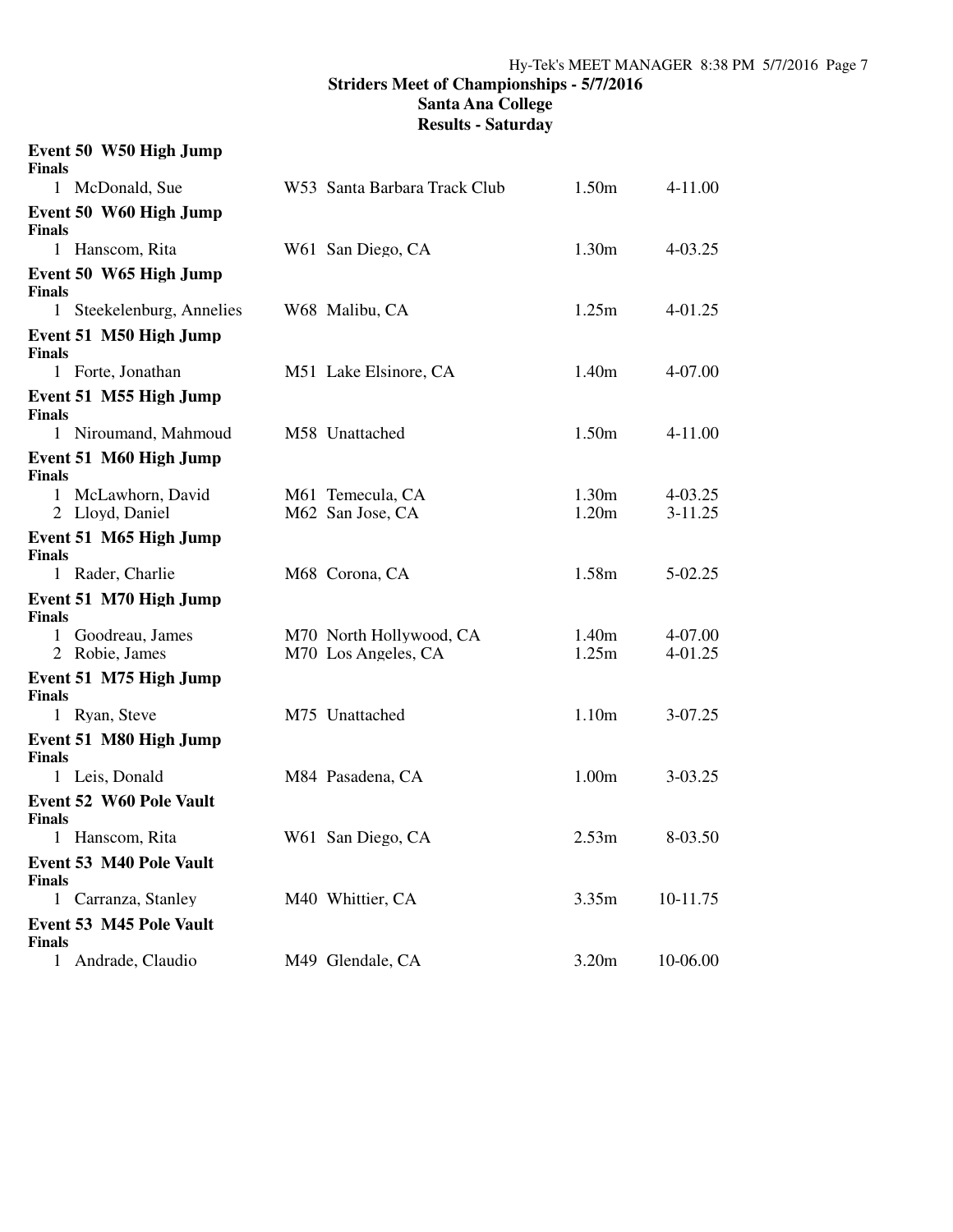**Striders Meet of Championships - 5/7/2016**
**Santa Ana College**
**Results - Saturday**

### Event 50 W50 High Jump

**Finals**

| Place | Name | Age | Team | Mark | Imperial |
|---|---|---|---|---|---|
| 1 | McDonald, Sue | W53 | Santa Barbara Track Club | 1.50m | 4-11.00 |

### Event 50 W60 High Jump

**Finals**

| Place | Name | Age | Team | Mark | Imperial |
|---|---|---|---|---|---|
| 1 | Hanscom, Rita | W61 | San Diego, CA | 1.30m | 4-03.25 |

### Event 50 W65 High Jump

**Finals**

| Place | Name | Age | Team | Mark | Imperial |
|---|---|---|---|---|---|
| 1 | Steekelenburg, Annelies | W68 | Malibu, CA | 1.25m | 4-01.25 |

### Event 51 M50 High Jump

**Finals**

| Place | Name | Age | Team | Mark | Imperial |
|---|---|---|---|---|---|
| 1 | Forte, Jonathan | M51 | Lake Elsinore, CA | 1.40m | 4-07.00 |

### Event 51 M55 High Jump

**Finals**

| Place | Name | Age | Team | Mark | Imperial |
|---|---|---|---|---|---|
| 1 | Niroumand, Mahmoud | M58 | Unattached | 1.50m | 4-11.00 |

### Event 51 M60 High Jump

**Finals**

| Place | Name | Age | Team | Mark | Imperial |
|---|---|---|---|---|---|
| 1 | McLawhorn, David | M61 | Temecula, CA | 1.30m | 4-03.25 |
| 2 | Lloyd, Daniel | M62 | San Jose, CA | 1.20m | 3-11.25 |

### Event 51 M65 High Jump

**Finals**

| Place | Name | Age | Team | Mark | Imperial |
|---|---|---|---|---|---|
| 1 | Rader, Charlie | M68 | Corona, CA | 1.58m | 5-02.25 |

### Event 51 M70 High Jump

**Finals**

| Place | Name | Age | Team | Mark | Imperial |
|---|---|---|---|---|---|
| 1 | Goodreau, James | M70 | North Hollywood, CA | 1.40m | 4-07.00 |
| 2 | Robie, James | M70 | Los Angeles, CA | 1.25m | 4-01.25 |

### Event 51 M75 High Jump

**Finals**

| Place | Name | Age | Team | Mark | Imperial |
|---|---|---|---|---|---|
| 1 | Ryan, Steve | M75 | Unattached | 1.10m | 3-07.25 |

### Event 51 M80 High Jump

**Finals**

| Place | Name | Age | Team | Mark | Imperial |
|---|---|---|---|---|---|
| 1 | Leis, Donald | M84 | Pasadena, CA | 1.00m | 3-03.25 |

### Event 52 W60 Pole Vault

**Finals**

| Place | Name | Age | Team | Mark | Imperial |
|---|---|---|---|---|---|
| 1 | Hanscom, Rita | W61 | San Diego, CA | 2.53m | 8-03.50 |

### Event 53 M40 Pole Vault

**Finals**

| Place | Name | Age | Team | Mark | Imperial |
|---|---|---|---|---|---|
| 1 | Carranza, Stanley | M40 | Whittier, CA | 3.35m | 10-11.75 |

### Event 53 M45 Pole Vault

**Finals**

| Place | Name | Age | Team | Mark | Imperial |
|---|---|---|---|---|---|
| 1 | Andrade, Claudio | M49 | Glendale, CA | 3.20m | 10-06.00 |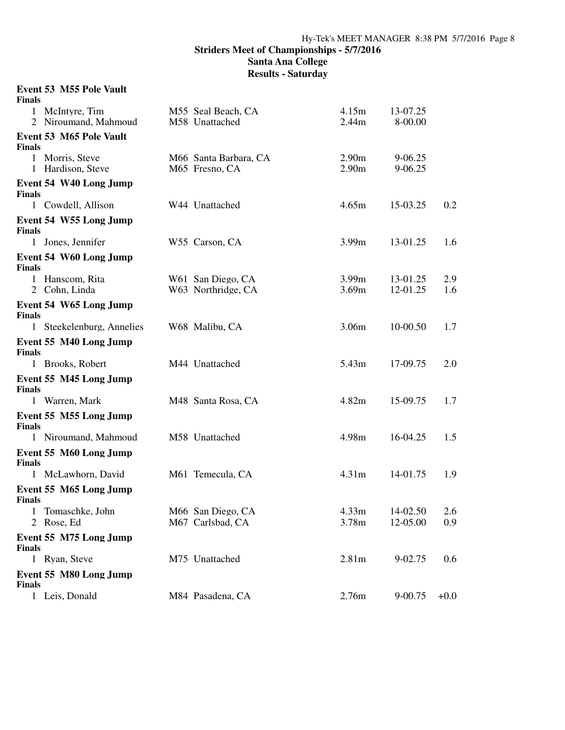**Striders Meet of Championships - 5/7/2016**
**Santa Ana College**
**Results - Saturday**

### Event 53 M55 Pole Vault

**Finals**

| Place | Name | Age | Team | Mark | Imperial | Wind |
|---|---|---|---|---|---|---|
| 1 | McIntyre, Tim | M55 | Seal Beach, CA | 4.15m | 13-07.25 | |
| 2 | Niroumand, Mahmoud | M58 | Unattached | 2.44m | 8-00.00 | |

### Event 53 M65 Pole Vault

**Finals**

| Place | Name | Age | Team | Mark | Imperial | Wind |
|---|---|---|---|---|---|---|
| 1 | Morris, Steve | M66 | Santa Barbara, CA | 2.90m | 9-06.25 | |
| 1 | Hardison, Steve | M65 | Fresno, CA | 2.90m | 9-06.25 | |

### Event 54 W40 Long Jump

**Finals**

| Place | Name | Age | Team | Mark | Imperial | Wind |
|---|---|---|---|---|---|---|
| 1 | Cowdell, Allison | W44 | Unattached | 4.65m | 15-03.25 | 0.2 |

### Event 54 W55 Long Jump

**Finals**

| Place | Name | Age | Team | Mark | Imperial | Wind |
|---|---|---|---|---|---|---|
| 1 | Jones, Jennifer | W55 | Carson, CA | 3.99m | 13-01.25 | 1.6 |

### Event 54 W60 Long Jump

**Finals**

| Place | Name | Age | Team | Mark | Imperial | Wind |
|---|---|---|---|---|---|---|
| 1 | Hanscom, Rita | W61 | San Diego, CA | 3.99m | 13-01.25 | 2.9 |
| 2 | Cohn, Linda | W63 | Northridge, CA | 3.69m | 12-01.25 | 1.6 |

### Event 54 W65 Long Jump

**Finals**

| Place | Name | Age | Team | Mark | Imperial | Wind |
|---|---|---|---|---|---|---|
| 1 | Steekelenburg, Annelies | W68 | Malibu, CA | 3.06m | 10-00.50 | 1.7 |

### Event 55 M40 Long Jump

**Finals**

| Place | Name | Age | Team | Mark | Imperial | Wind |
|---|---|---|---|---|---|---|
| 1 | Brooks, Robert | M44 | Unattached | 5.43m | 17-09.75 | 2.0 |

### Event 55 M45 Long Jump

**Finals**

| Place | Name | Age | Team | Mark | Imperial | Wind |
|---|---|---|---|---|---|---|
| 1 | Warren, Mark | M48 | Santa Rosa, CA | 4.82m | 15-09.75 | 1.7 |

### Event 55 M55 Long Jump

**Finals**

| Place | Name | Age | Team | Mark | Imperial | Wind |
|---|---|---|---|---|---|---|
| 1 | Niroumand, Mahmoud | M58 | Unattached | 4.98m | 16-04.25 | 1.5 |

### Event 55 M60 Long Jump

**Finals**

| Place | Name | Age | Team | Mark | Imperial | Wind |
|---|---|---|---|---|---|---|
| 1 | McLawhorn, David | M61 | Temecula, CA | 4.31m | 14-01.75 | 1.9 |

### Event 55 M65 Long Jump

**Finals**

| Place | Name | Age | Team | Mark | Imperial | Wind |
|---|---|---|---|---|---|---|
| 1 | Tomaschke, John | M66 | San Diego, CA | 4.33m | 14-02.50 | 2.6 |
| 2 | Rose, Ed | M67 | Carlsbad, CA | 3.78m | 12-05.00 | 0.9 |

### Event 55 M75 Long Jump

**Finals**

| Place | Name | Age | Team | Mark | Imperial | Wind |
|---|---|---|---|---|---|---|
| 1 | Ryan, Steve | M75 | Unattached | 2.81m | 9-02.75 | 0.6 |

### Event 55 M80 Long Jump

**Finals**

| Place | Name | Age | Team | Mark | Imperial | Wind |
|---|---|---|---|---|---|---|
| 1 | Leis, Donald | M84 | Pasadena, CA | 2.76m | 9-00.75 | +0.0 |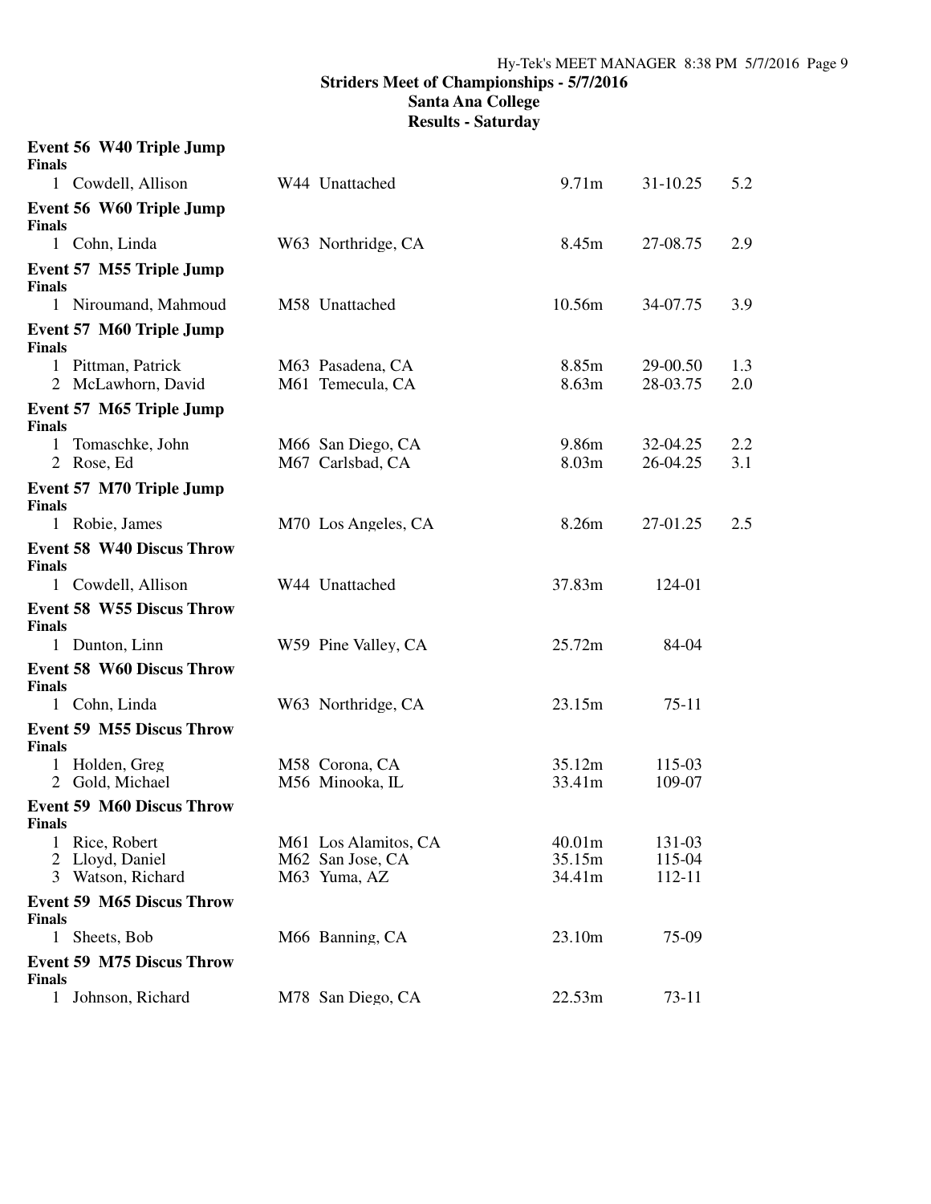## Striders Meet of Championships - 5/7/2016
## Santa Ana College
## Results - Saturday

### Event 56 W40 Triple Jump
**Finals**

| Place | Name | Age | Team | Mark | Imperial | Wind |
|---|---|---|---|---|---|---|
| 1 | Cowdell, Allison | W44 | Unattached | 9.71m | 31-10.25 | 5.2 |

### Event 56 W60 Triple Jump
**Finals**

| Place | Name | Age | Team | Mark | Imperial | Wind |
|---|---|---|---|---|---|---|
| 1 | Cohn, Linda | W63 | Northridge, CA | 8.45m | 27-08.75 | 2.9 |

### Event 57 M55 Triple Jump
**Finals**

| Place | Name | Age | Team | Mark | Imperial | Wind |
|---|---|---|---|---|---|---|
| 1 | Niroumand, Mahmoud | M58 | Unattached | 10.56m | 34-07.75 | 3.9 |

### Event 57 M60 Triple Jump
**Finals**

| Place | Name | Age | Team | Mark | Imperial | Wind |
|---|---|---|---|---|---|---|
| 1 | Pittman, Patrick | M63 | Pasadena, CA | 8.85m | 29-00.50 | 1.3 |
| 2 | McLawhorn, David | M61 | Temecula, CA | 8.63m | 28-03.75 | 2.0 |

### Event 57 M65 Triple Jump
**Finals**

| Place | Name | Age | Team | Mark | Imperial | Wind |
|---|---|---|---|---|---|---|
| 1 | Tomaschke, John | M66 | San Diego, CA | 9.86m | 32-04.25 | 2.2 |
| 2 | Rose, Ed | M67 | Carlsbad, CA | 8.03m | 26-04.25 | 3.1 |

### Event 57 M70 Triple Jump
**Finals**

| Place | Name | Age | Team | Mark | Imperial | Wind |
|---|---|---|---|---|---|---|
| 1 | Robie, James | M70 | Los Angeles, CA | 8.26m | 27-01.25 | 2.5 |

### Event 58 W40 Discus Throw
**Finals**

| Place | Name | Age | Team | Mark | Imperial |
|---|---|---|---|---|---|
| 1 | Cowdell, Allison | W44 | Unattached | 37.83m | 124-01 |

### Event 58 W55 Discus Throw
**Finals**

| Place | Name | Age | Team | Mark | Imperial |
|---|---|---|---|---|---|
| 1 | Dunton, Linn | W59 | Pine Valley, CA | 25.72m | 84-04 |

### Event 58 W60 Discus Throw
**Finals**

| Place | Name | Age | Team | Mark | Imperial |
|---|---|---|---|---|---|
| 1 | Cohn, Linda | W63 | Northridge, CA | 23.15m | 75-11 |

### Event 59 M55 Discus Throw
**Finals**

| Place | Name | Age | Team | Mark | Imperial |
|---|---|---|---|---|---|
| 1 | Holden, Greg | M58 | Corona, CA | 35.12m | 115-03 |
| 2 | Gold, Michael | M56 | Minooka, IL | 33.41m | 109-07 |

### Event 59 M60 Discus Throw
**Finals**

| Place | Name | Age | Team | Mark | Imperial |
|---|---|---|---|---|---|
| 1 | Rice, Robert | M61 | Los Alamitos, CA | 40.01m | 131-03 |
| 2 | Lloyd, Daniel | M62 | San Jose, CA | 35.15m | 115-04 |
| 3 | Watson, Richard | M63 | Yuma, AZ | 34.41m | 112-11 |

### Event 59 M65 Discus Throw
**Finals**

| Place | Name | Age | Team | Mark | Imperial |
|---|---|---|---|---|---|
| 1 | Sheets, Bob | M66 | Banning, CA | 23.10m | 75-09 |

### Event 59 M75 Discus Throw
**Finals**

| Place | Name | Age | Team | Mark | Imperial |
|---|---|---|---|---|---|
| 1 | Johnson, Richard | M78 | San Diego, CA | 22.53m | 73-11 |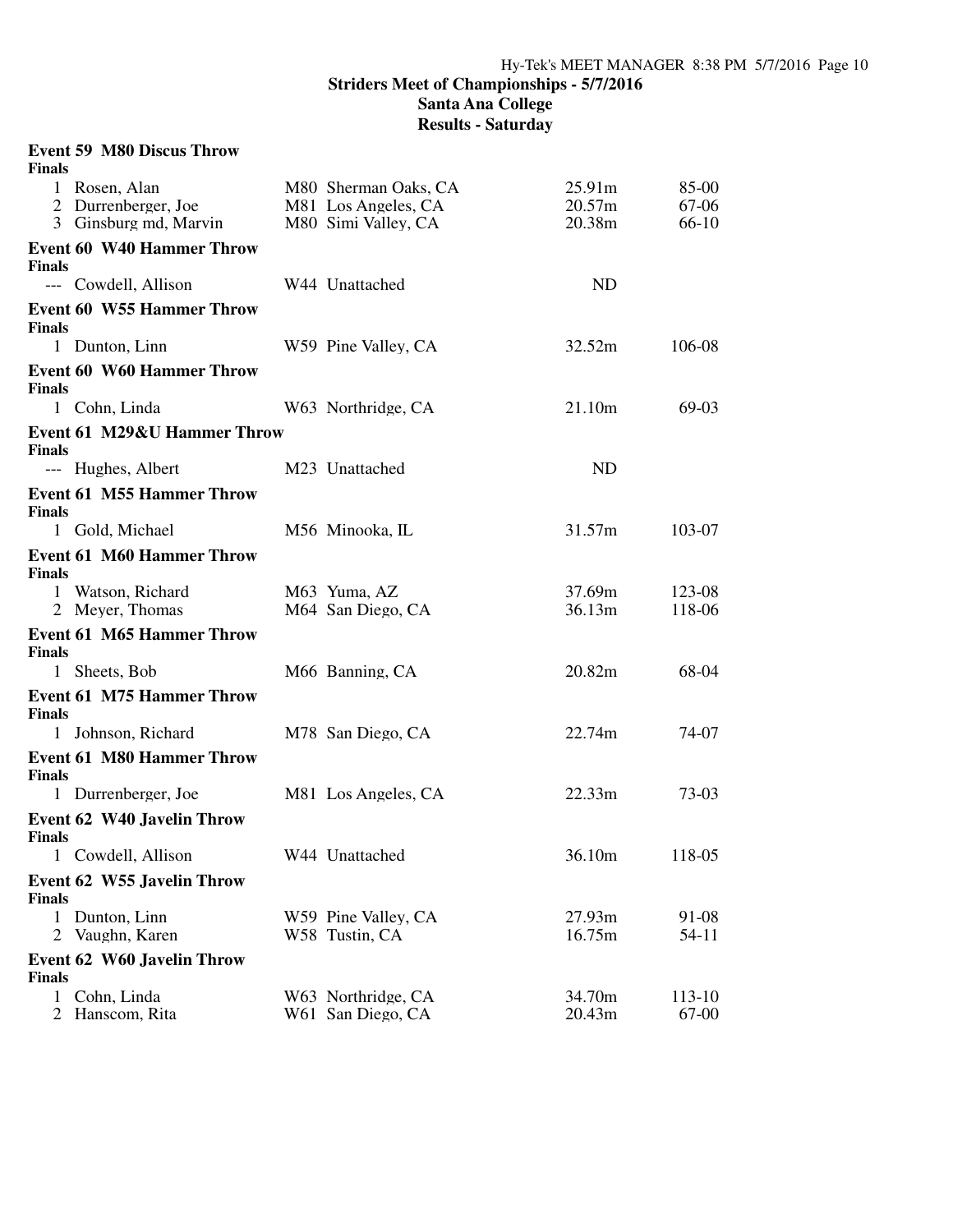**Striders Meet of Championships - 5/7/2016**
**Santa Ana College**
**Results - Saturday**

### Event 59 M80 Discus Throw

**Finals**

| Place | Name | Age Team | Mark | Imperial |
|---|---|---|---|---|
| 1 | Rosen, Alan | M80 Sherman Oaks, CA | 25.91m | 85-00 |
| 2 | Durrenberger, Joe | M81 Los Angeles, CA | 20.57m | 67-06 |
| 3 | Ginsburg md, Marvin | M80 Simi Valley, CA | 20.38m | 66-10 |

### Event 60 W40 Hammer Throw

**Finals**

| Place | Name | Age Team | Mark | Imperial |
|---|---|---|---|---|
| --- | Cowdell, Allison | W44 Unattached | ND | |

### Event 60 W55 Hammer Throw

**Finals**

| Place | Name | Age Team | Mark | Imperial |
|---|---|---|---|---|
| 1 | Dunton, Linn | W59 Pine Valley, CA | 32.52m | 106-08 |

### Event 60 W60 Hammer Throw

**Finals**

| Place | Name | Age Team | Mark | Imperial |
|---|---|---|---|---|
| 1 | Cohn, Linda | W63 Northridge, CA | 21.10m | 69-03 |

### Event 61 M29&U Hammer Throw

**Finals**

| Place | Name | Age Team | Mark | Imperial |
|---|---|---|---|---|
| --- | Hughes, Albert | M23 Unattached | ND | |

### Event 61 M55 Hammer Throw

**Finals**

| Place | Name | Age Team | Mark | Imperial |
|---|---|---|---|---|
| 1 | Gold, Michael | M56 Minooka, IL | 31.57m | 103-07 |

### Event 61 M60 Hammer Throw

**Finals**

| Place | Name | Age Team | Mark | Imperial |
|---|---|---|---|---|
| 1 | Watson, Richard | M63 Yuma, AZ | 37.69m | 123-08 |
| 2 | Meyer, Thomas | M64 San Diego, CA | 36.13m | 118-06 |

### Event 61 M65 Hammer Throw

**Finals**

| Place | Name | Age Team | Mark | Imperial |
|---|---|---|---|---|
| 1 | Sheets, Bob | M66 Banning, CA | 20.82m | 68-04 |

### Event 61 M75 Hammer Throw

**Finals**

| Place | Name | Age Team | Mark | Imperial |
|---|---|---|---|---|
| 1 | Johnson, Richard | M78 San Diego, CA | 22.74m | 74-07 |

### Event 61 M80 Hammer Throw

**Finals**

| Place | Name | Age Team | Mark | Imperial |
|---|---|---|---|---|
| 1 | Durrenberger, Joe | M81 Los Angeles, CA | 22.33m | 73-03 |

### Event 62 W40 Javelin Throw

**Finals**

| Place | Name | Age Team | Mark | Imperial |
|---|---|---|---|---|
| 1 | Cowdell, Allison | W44 Unattached | 36.10m | 118-05 |

### Event 62 W55 Javelin Throw

**Finals**

| Place | Name | Age Team | Mark | Imperial |
|---|---|---|---|---|
| 1 | Dunton, Linn | W59 Pine Valley, CA | 27.93m | 91-08 |
| 2 | Vaughn, Karen | W58 Tustin, CA | 16.75m | 54-11 |

### Event 62 W60 Javelin Throw

**Finals**

| Place | Name | Age Team | Mark | Imperial |
|---|---|---|---|---|
| 1 | Cohn, Linda | W63 Northridge, CA | 34.70m | 113-10 |
| 2 | Hanscom, Rita | W61 San Diego, CA | 20.43m | 67-00 |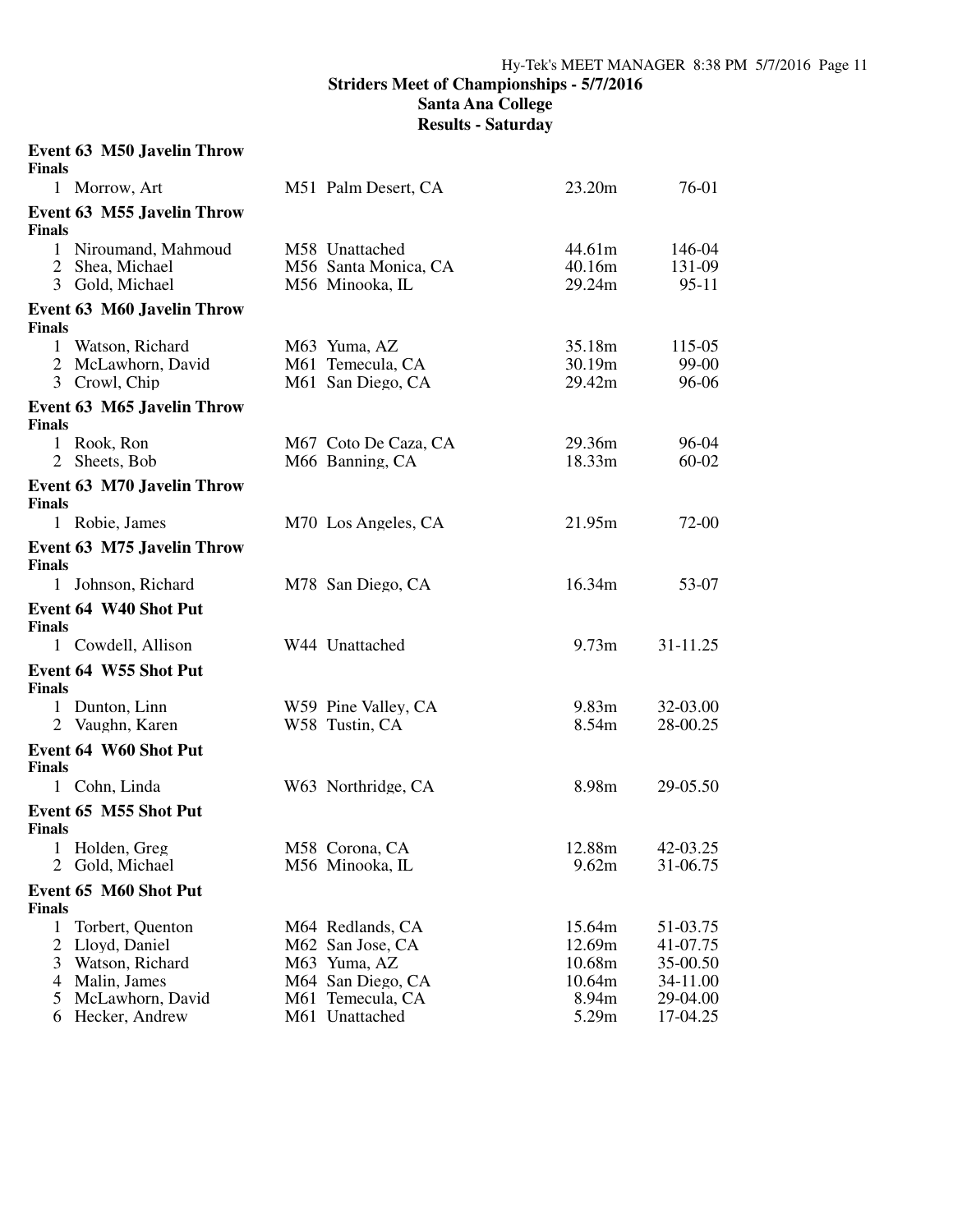## Striders Meet of Championships - 5/7/2016

## Santa Ana College

## Results - Saturday

### Event 63 M50 Javelin Throw

**Finals**

| Place | Name | Age Team | Mark | Conv |
|---|---|---|---|---|
| 1 | Morrow, Art | M51 Palm Desert, CA | 23.20m | 76-01 |

### Event 63 M55 Javelin Throw

**Finals**

| Place | Name | Age Team | Mark | Conv |
|---|---|---|---|---|
| 1 | Niroumand, Mahmoud | M58 Unattached | 44.61m | 146-04 |
| 2 | Shea, Michael | M56 Santa Monica, CA | 40.16m | 131-09 |
| 3 | Gold, Michael | M56 Minooka, IL | 29.24m | 95-11 |

### Event 63 M60 Javelin Throw

**Finals**

| Place | Name | Age Team | Mark | Conv |
|---|---|---|---|---|
| 1 | Watson, Richard | M63 Yuma, AZ | 35.18m | 115-05 |
| 2 | McLawhorn, David | M61 Temecula, CA | 30.19m | 99-00 |
| 3 | Crowl, Chip | M61 San Diego, CA | 29.42m | 96-06 |

### Event 63 M65 Javelin Throw

**Finals**

| Place | Name | Age Team | Mark | Conv |
|---|---|---|---|---|
| 1 | Rook, Ron | M67 Coto De Caza, CA | 29.36m | 96-04 |
| 2 | Sheets, Bob | M66 Banning, CA | 18.33m | 60-02 |

### Event 63 M70 Javelin Throw

**Finals**

| Place | Name | Age Team | Mark | Conv |
|---|---|---|---|---|
| 1 | Robie, James | M70 Los Angeles, CA | 21.95m | 72-00 |

### Event 63 M75 Javelin Throw

**Finals**

| Place | Name | Age Team | Mark | Conv |
|---|---|---|---|---|
| 1 | Johnson, Richard | M78 San Diego, CA | 16.34m | 53-07 |

### Event 64 W40 Shot Put

**Finals**

| Place | Name | Age Team | Mark | Conv |
|---|---|---|---|---|
| 1 | Cowdell, Allison | W44 Unattached | 9.73m | 31-11.25 |

### Event 64 W55 Shot Put

**Finals**

| Place | Name | Age Team | Mark | Conv |
|---|---|---|---|---|
| 1 | Dunton, Linn | W59 Pine Valley, CA | 9.83m | 32-03.00 |
| 2 | Vaughn, Karen | W58 Tustin, CA | 8.54m | 28-00.25 |

### Event 64 W60 Shot Put

**Finals**

| Place | Name | Age Team | Mark | Conv |
|---|---|---|---|---|
| 1 | Cohn, Linda | W63 Northridge, CA | 8.98m | 29-05.50 |

### Event 65 M55 Shot Put

**Finals**

| Place | Name | Age Team | Mark | Conv |
|---|---|---|---|---|
| 1 | Holden, Greg | M58 Corona, CA | 12.88m | 42-03.25 |
| 2 | Gold, Michael | M56 Minooka, IL | 9.62m | 31-06.75 |

### Event 65 M60 Shot Put

**Finals**

| Place | Name | Age Team | Mark | Conv |
|---|---|---|---|---|
| 1 | Torbert, Quenton | M64 Redlands, CA | 15.64m | 51-03.75 |
| 2 | Lloyd, Daniel | M62 San Jose, CA | 12.69m | 41-07.75 |
| 3 | Watson, Richard | M63 Yuma, AZ | 10.68m | 35-00.50 |
| 4 | Malin, James | M64 San Diego, CA | 10.64m | 34-11.00 |
| 5 | McLawhorn, David | M61 Temecula, CA | 8.94m | 29-04.00 |
| 6 | Hecker, Andrew | M61 Unattached | 5.29m | 17-04.25 |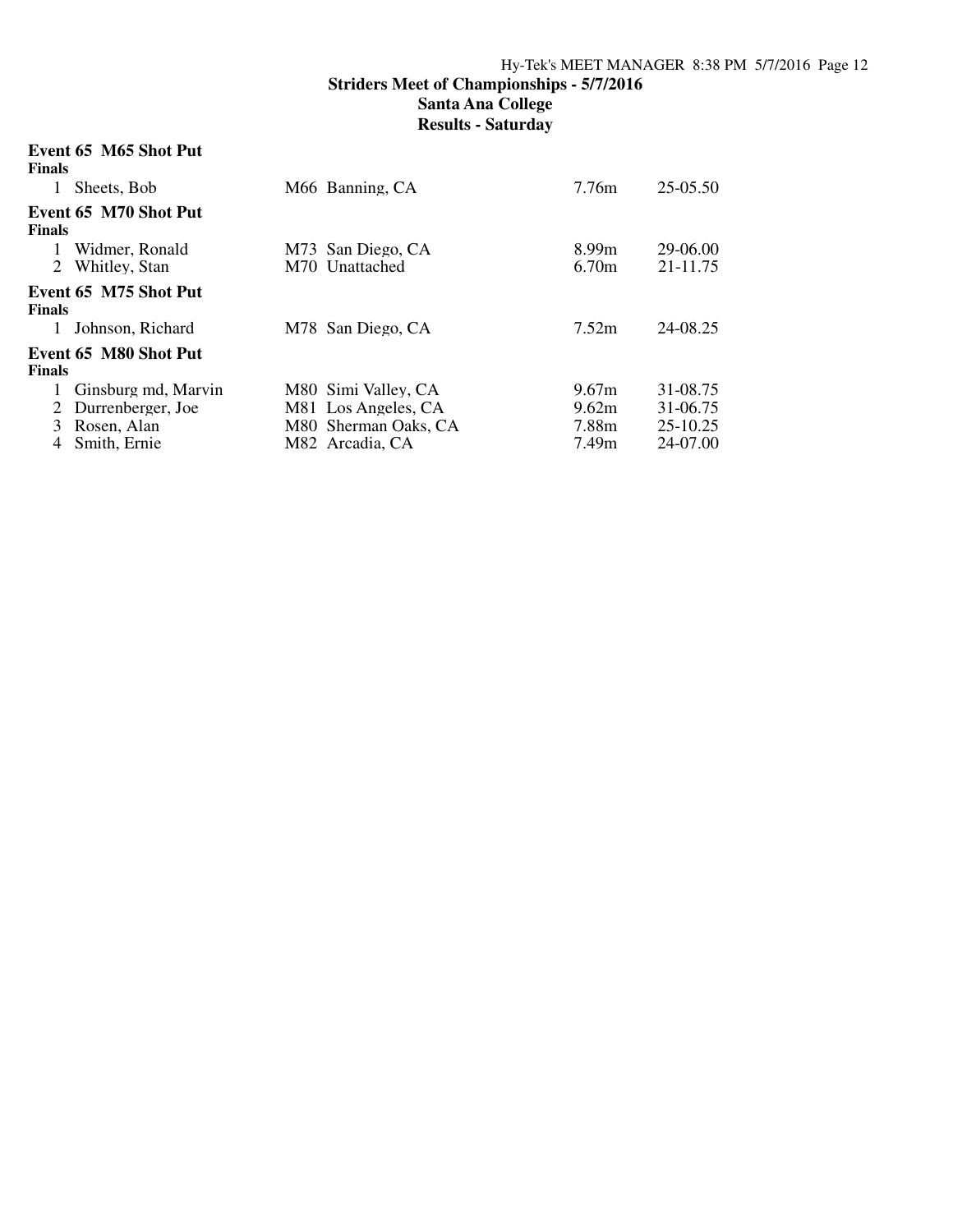**Striders Meet of Championships - 5/7/2016**
**Santa Ana College**
**Results - Saturday**

### Event 65 M65 Shot Put

**Finals**

| | | | | | |
|---|---|---|---|---|---|
| 1 | Sheets, Bob | M66 | Banning, CA | 7.76m | 25-05.50 |

### Event 65 M70 Shot Put

**Finals**

| | | | | | |
|---|---|---|---|---|---|
| 1 | Widmer, Ronald | M73 | San Diego, CA | 8.99m | 29-06.00 |
| 2 | Whitley, Stan | M70 | Unattached | 6.70m | 21-11.75 |

### Event 65 M75 Shot Put

**Finals**

| | | | | | |
|---|---|---|---|---|---|
| 1 | Johnson, Richard | M78 | San Diego, CA | 7.52m | 24-08.25 |

### Event 65 M80 Shot Put

**Finals**

| | | | | | |
|---|---|---|---|---|---|
| 1 | Ginsburg md, Marvin | M80 | Simi Valley, CA | 9.67m | 31-08.75 |
| 2 | Durrenberger, Joe | M81 | Los Angeles, CA | 9.62m | 31-06.75 |
| 3 | Rosen, Alan | M80 | Sherman Oaks, CA | 7.88m | 25-10.25 |
| 4 | Smith, Ernie | M82 | Arcadia, CA | 7.49m | 24-07.00 |